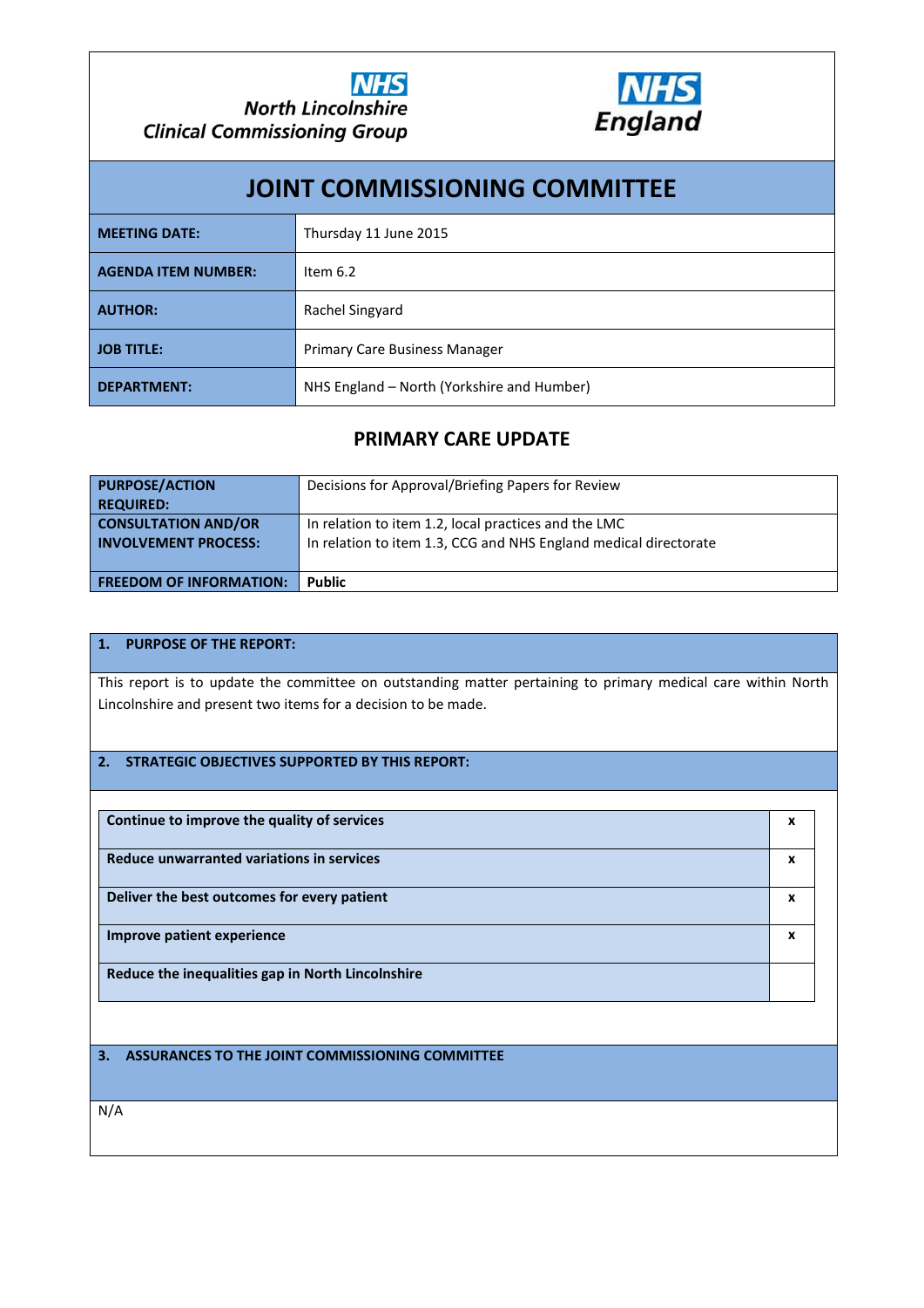NHS North Lincolnshire Clinical Commissioning Group

NHS England

# JOINT COMMISSIONING COMMITTEE

| | |
|---|---|
| **MEETING DATE:** | Thursday 11 June 2015 |
| **AGENDA ITEM NUMBER:** | Item 6.2 |
| **AUTHOR:** | Rachel Singyard |
| **JOB TITLE:** | Primary Care Business Manager |
| **DEPARTMENT:** | NHS England – North (Yorkshire and Humber) |

## PRIMARY CARE UPDATE

| | |
|---|---|
| **PURPOSE/ACTION REQUIRED:** | Decisions for Approval/Briefing Papers for Review |
| **CONSULTATION AND/OR INVOLVEMENT PROCESS:** | In relation to item 1.2, local practices and the LMC<br>In relation to item 1.3, CCG and NHS England medical directorate |
| **FREEDOM OF INFORMATION:** | **Public** |

### 1. PURPOSE OF THE REPORT:

This report is to update the committee on outstanding matter pertaining to primary medical care within North Lincolnshire and present two items for a decision to be made.

### 2. STRATEGIC OBJECTIVES SUPPORTED BY THIS REPORT:

| | |
|---|---|
| **Continue to improve the quality of services** | x |
| **Reduce unwarranted variations in services** | x |
| **Deliver the best outcomes for every patient** | x |
| **Improve patient experience** | x |
| **Reduce the inequalities gap in North Lincolnshire** | |

### 3. ASSURANCES TO THE JOINT COMMISSIONING COMMITTEE

N/A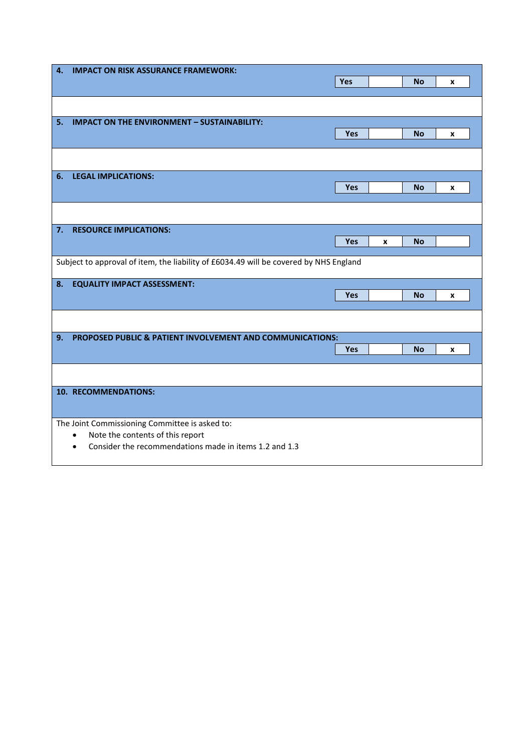**4. IMPACT ON RISK ASSURANCE FRAMEWORK:**

| Yes | | No | x |
|---|---|---|---|

**5. IMPACT ON THE ENVIRONMENT – SUSTAINABILITY:**

| Yes | | No | x |
|---|---|---|---|

**6. LEGAL IMPLICATIONS:**

| Yes | | No | x |
|---|---|---|---|

**7. RESOURCE IMPLICATIONS:**

| Yes | x | No | |
|---|---|---|---|

Subject to approval of item, the liability of £6034.49 will be covered by NHS England

**8. EQUALITY IMPACT ASSESSMENT:**

| Yes | | No | x |
|---|---|---|---|

**9. PROPOSED PUBLIC & PATIENT INVOLVEMENT AND COMMUNICATIONS:**

| Yes | | No | x |
|---|---|---|---|

**10. RECOMMENDATIONS:**

The Joint Commissioning Committee is asked to:

- Note the contents of this report
- Consider the recommendations made in items 1.2 and 1.3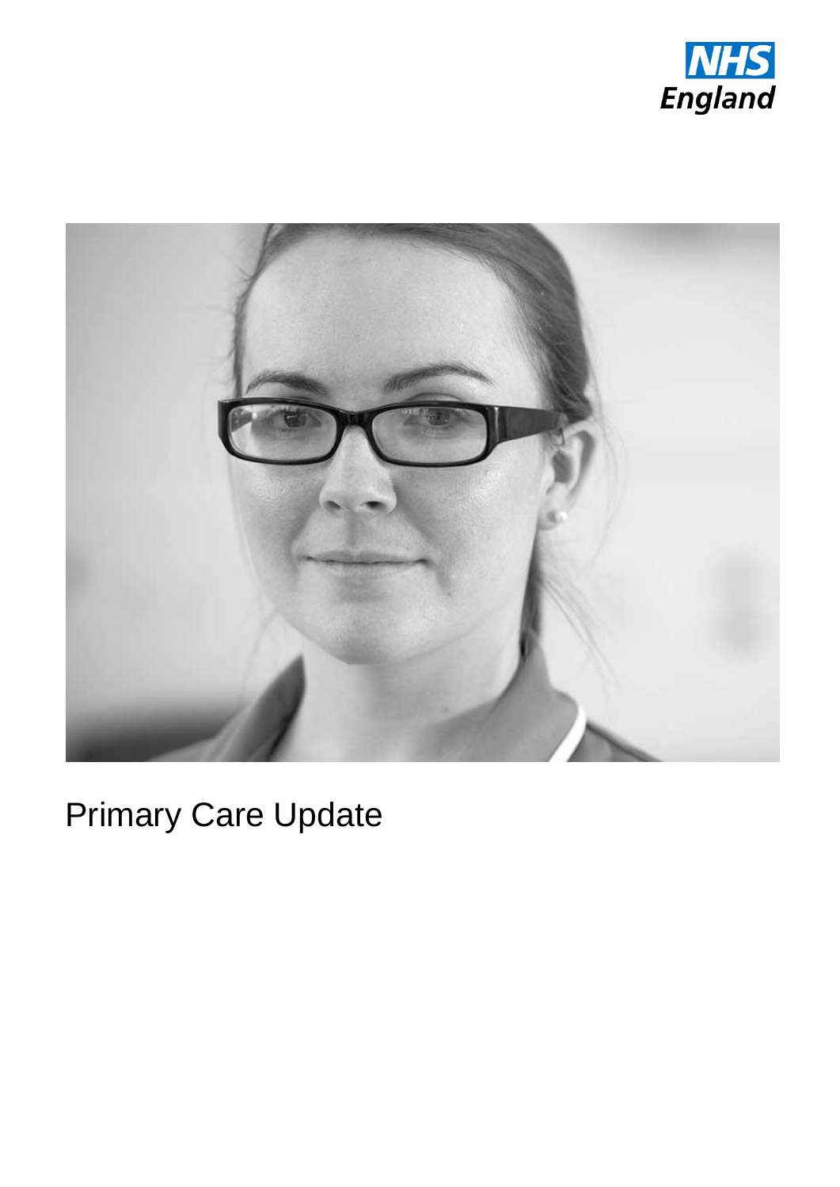NHS England

# Primary Care Update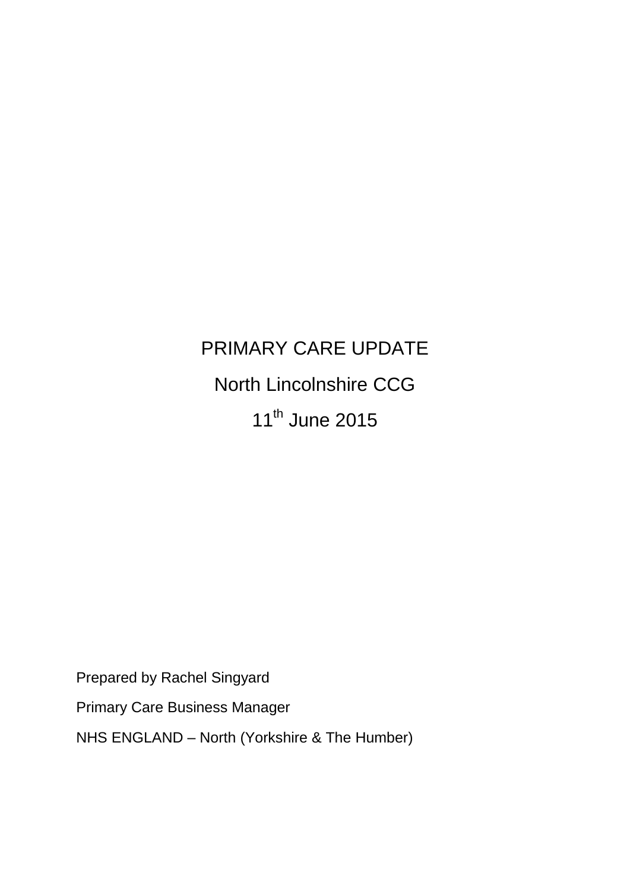# PRIMARY CARE UPDATE

## North Lincolnshire CCG

## 11th June 2015

Prepared by Rachel Singyard

Primary Care Business Manager

NHS ENGLAND – North (Yorkshire & The Humber)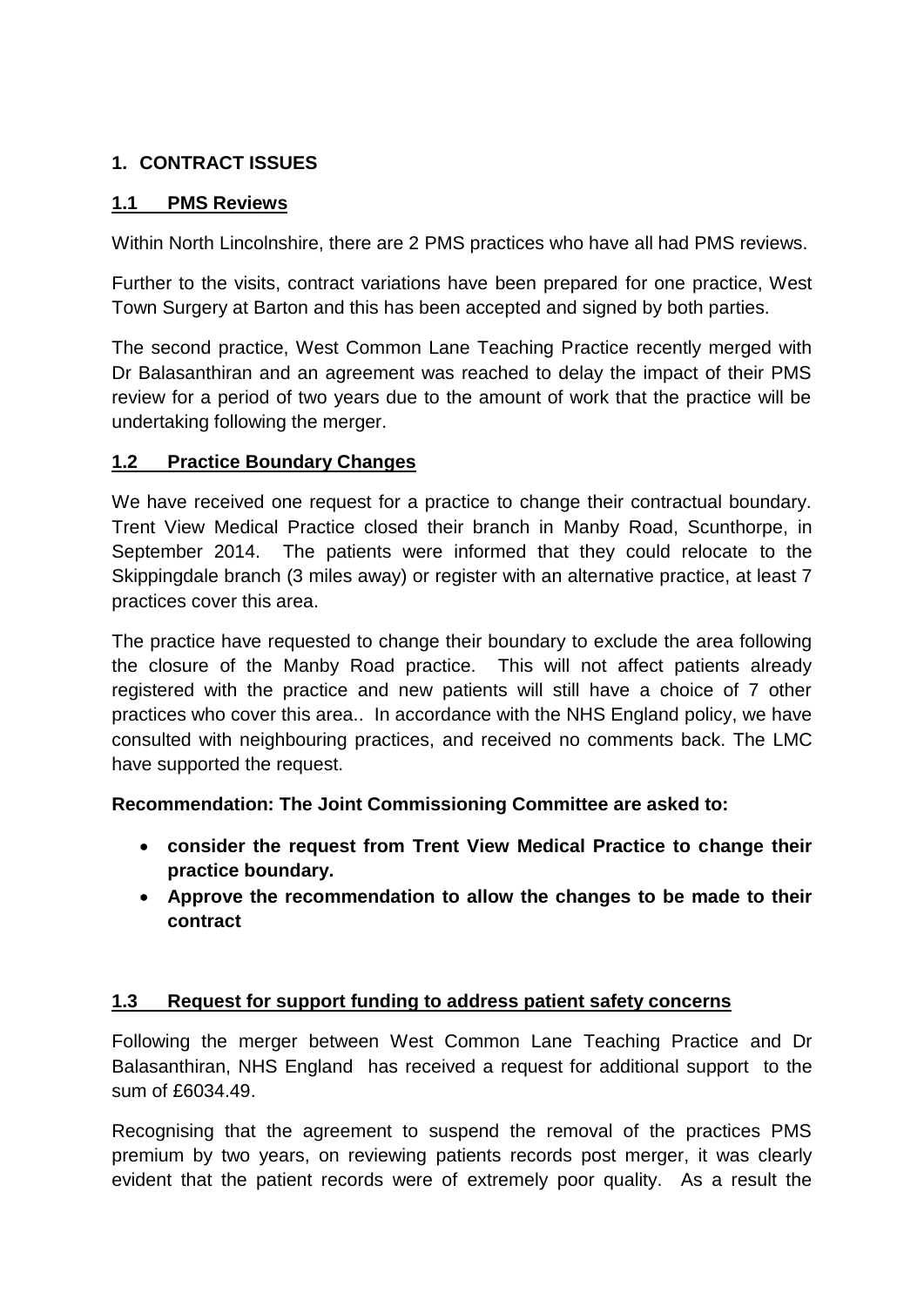## 1. CONTRACT ISSUES

### 1.1 PMS Reviews

Within North Lincolnshire, there are 2 PMS practices who have all had PMS reviews.

Further to the visits, contract variations have been prepared for one practice, West Town Surgery at Barton and this has been accepted and signed by both parties.

The second practice, West Common Lane Teaching Practice recently merged with Dr Balasanthiran and an agreement was reached to delay the impact of their PMS review for a period of two years due to the amount of work that the practice will be undertaking following the merger.

### 1.2 Practice Boundary Changes

We have received one request for a practice to change their contractual boundary. Trent View Medical Practice closed their branch in Manby Road, Scunthorpe, in September 2014. The patients were informed that they could relocate to the Skippingdale branch (3 miles away) or register with an alternative practice, at least 7 practices cover this area.

The practice have requested to change their boundary to exclude the area following the closure of the Manby Road practice. This will not affect patients already registered with the practice and new patients will still have a choice of 7 other practices who cover this area.. In accordance with the NHS England policy, we have consulted with neighbouring practices, and received no comments back. The LMC have supported the request.

**Recommendation: The Joint Commissioning Committee are asked to:**

- **consider the request from Trent View Medical Practice to change their practice boundary.**
- **Approve the recommendation to allow the changes to be made to their contract**

### 1.3 Request for support funding to address patient safety concerns

Following the merger between West Common Lane Teaching Practice and Dr Balasanthiran, NHS England has received a request for additional support to the sum of £6034.49.

Recognising that the agreement to suspend the removal of the practices PMS premium by two years, on reviewing patients records post merger, it was clearly evident that the patient records were of extremely poor quality. As a result the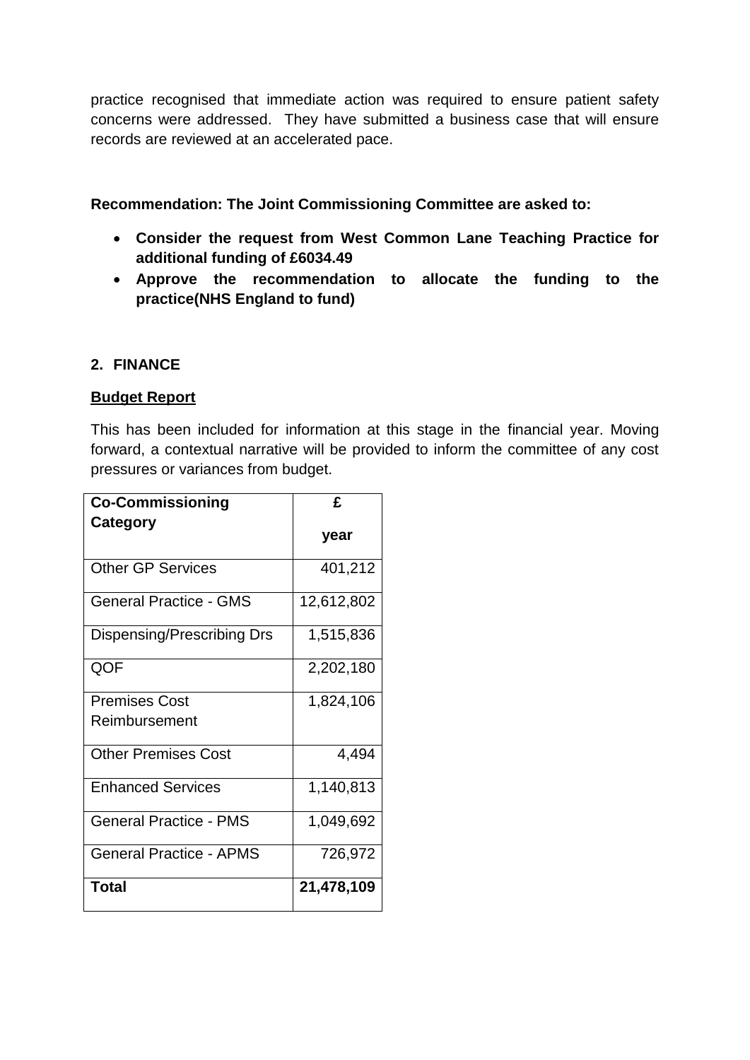practice recognised that immediate action was required to ensure patient safety concerns were addressed. They have submitted a business case that will ensure records are reviewed at an accelerated pace.

**Recommendation: The Joint Commissioning Committee are asked to:**

- **Consider the request from West Common Lane Teaching Practice for additional funding of £6034.49**
- **Approve the recommendation to allocate the funding to the practice(NHS England to fund)**

## 2. FINANCE

**Budget Report**

This has been included for information at this stage in the financial year. Moving forward, a contextual narrative will be provided to inform the committee of any cost pressures or variances from budget.

| **Co-Commissioning Category** | **£ year** |
|---|---|
| Other GP Services | 401,212 |
| General Practice - GMS | 12,612,802 |
| Dispensing/Prescribing Drs | 1,515,836 |
| QOF | 2,202,180 |
| Premises Cost Reimbursement | 1,824,106 |
| Other Premises Cost | 4,494 |
| Enhanced Services | 1,140,813 |
| General Practice - PMS | 1,049,692 |
| General Practice - APMS | 726,972 |
| **Total** | **21,478,109** |